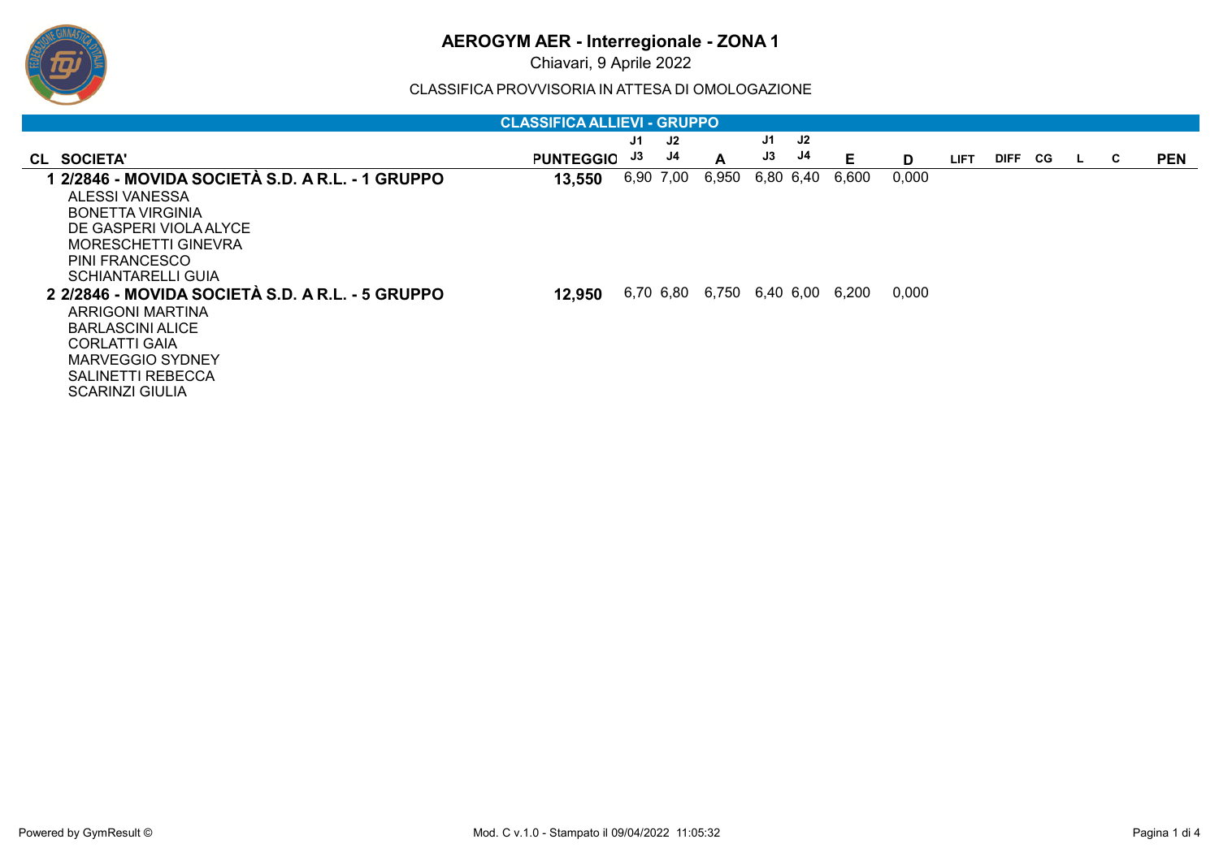# AEROGYM AER - Interregionale - ZONA 1

Chiavari, 9 Aprile 2022

CLASSIFICA PROVVISORIA IN ATTESA DI OMOLOGAZIONE

## CLASSIFICA ALLIEVI - GRUPPO

| CL | SOCIETA' | PUNTEGGIO | J1 / J3 | J2 / J4 | A | J1 / J3 | J2 / J4 | E | D | LIFT | DIFF | CG | L | C | PEN |
|---|---|---|---|---|---|---|---|---|---|---|---|---|---|---|---|
| 1 | **2/2846 - MOVIDA SOCIETÀ S.D. A R.L. - 1 GRUPPO** | **13,550** | 6,90 | 7,00 | 6,950 | 6,80 | 6,40 | 6,600 | 0,000 | | | | | | |
| | ALESSI VANESSA | | | | | | | | | | | | | | |
| | BONETTA VIRGINIA | | | | | | | | | | | | | | |
| | DE GASPERI VIOLA ALYCE | | | | | | | | | | | | | | |
| | MORESCHETTI GINEVRA | | | | | | | | | | | | | | |
| | PINI FRANCESCO | | | | | | | | | | | | | | |
| | SCHIANTARELLI GUIA | | | | | | | | | | | | | | |
| 2 | **2/2846 - MOVIDA SOCIETÀ S.D. A R.L. - 5 GRUPPO** | **12,950** | 6,70 | 6,80 | 6,750 | 6,40 | 6,00 | 6,200 | 0,000 | | | | | | |
| | ARRIGONI MARTINA | | | | | | | | | | | | | | |
| | BARLASCINI ALICE | | | | | | | | | | | | | | |
| | CORLATTI GAIA | | | | | | | | | | | | | | |
| | MARVEGGIO SYDNEY | | | | | | | | | | | | | | |
| | SALINETTI REBECCA | | | | | | | | | | | | | | |
| | SCARINZI GIULIA | | | | | | | | | | | | | | |

Powered by GymResult © Mod. C v.1.0 - Stampato il 09/04/2022 11:05:32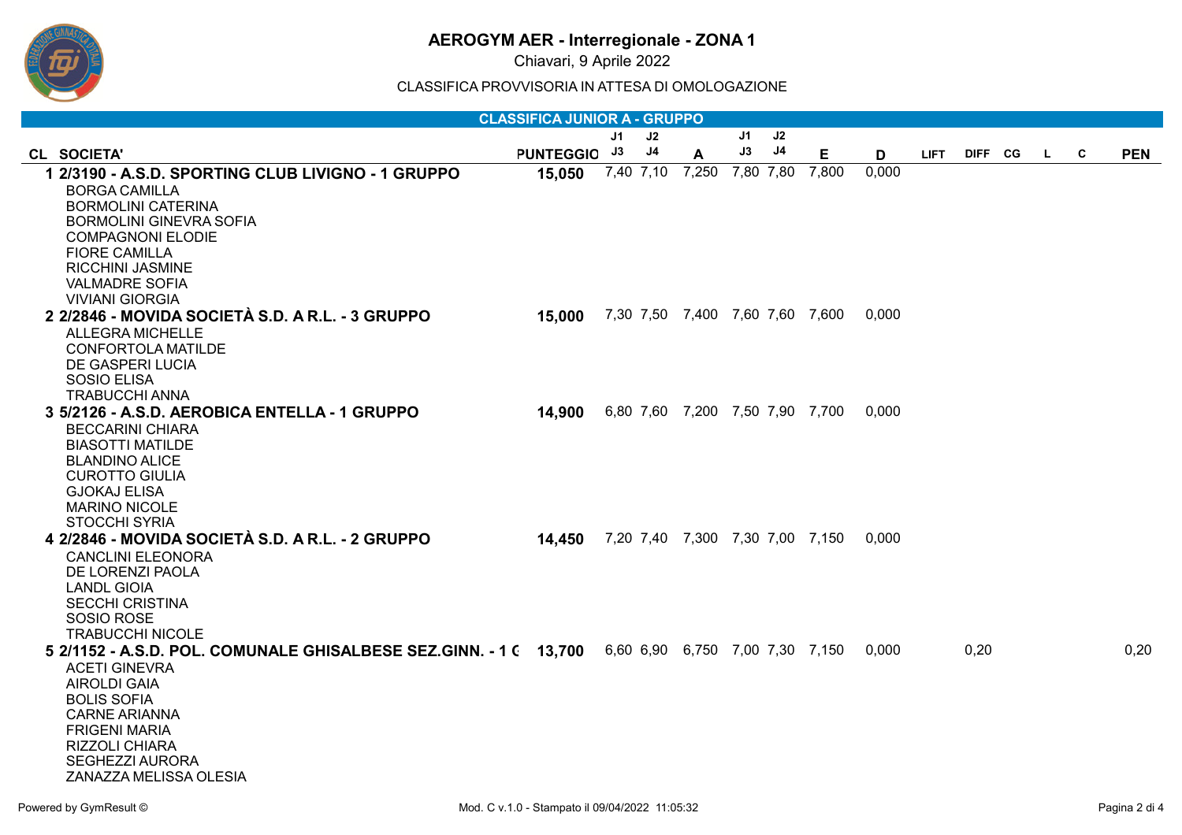# AEROGYM AER - Interregionale - ZONA 1

Chiavari, 9 Aprile 2022

CLASSIFICA PROVVISORIA IN ATTESA DI OMOLOGAZIONE

## CLASSIFICA JUNIOR A - GRUPPO

| CL | SOCIETA' | PUNTEGGIO | J1 J3 | J2 J4 | A | J1 J3 | J2 J4 | E | D | LIFT | DIFF | CG | L | C | PEN |
|---|---|---|---|---|---|---|---|---|---|---|---|---|---|---|---|
| 1 | **2/3190 - A.S.D. SPORTING CLUB LIVIGNO - 1 GRUPPO** | **15,050** | 7,40 | 7,10 | 7,250 | 7,80 | 7,80 | 7,800 | 0,000 | | | | | | |
| | BORGA CAMILLA<br>BORMOLINI CATERINA<br>BORMOLINI GINEVRA SOFIA<br>COMPAGNONI ELODIE<br>FIORE CAMILLA<br>RICCHINI JASMINE<br>VALMADRE SOFIA<br>VIVIANI GIORGIA | | | | | | | | | | | | | | |
| 2 | **2/2846 - MOVIDA SOCIETÀ S.D. A R.L. - 3 GRUPPO** | **15,000** | 7,30 | 7,50 | 7,400 | 7,60 | 7,60 | 7,600 | 0,000 | | | | | | |
| | ALLEGRA MICHELLE<br>CONFORTOLA MATILDE<br>DE GASPERI LUCIA<br>SOSIO ELISA<br>TRABUCCHI ANNA | | | | | | | | | | | | | | |
| 3 | **5/2126 - A.S.D. AEROBICA ENTELLA - 1 GRUPPO** | **14,900** | 6,80 | 7,60 | 7,200 | 7,50 | 7,90 | 7,700 | 0,000 | | | | | | |
| | BECCARINI CHIARA<br>BIASOTTI MATILDE<br>BLANDINO ALICE<br>CUROTTO GIULIA<br>GJOKAJ ELISA<br>MARINO NICOLE<br>STOCCHI SYRIA | | | | | | | | | | | | | | |
| 4 | **2/2846 - MOVIDA SOCIETÀ S.D. A R.L. - 2 GRUPPO** | **14,450** | 7,20 | 7,40 | 7,300 | 7,30 | 7,00 | 7,150 | 0,000 | | | | | | |
| | CANCLINI ELEONORA<br>DE LORENZI PAOLA<br>LANDL GIOIA<br>SECCHI CRISTINA<br>SOSIO ROSE<br>TRABUCCHI NICOLE | | | | | | | | | | | | | | |
| 5 | **2/1152 - A.S.D. POL. COMUNALE GHISALBESE SEZ.GINN. - 1 G** | **13,700** | 6,60 | 6,90 | 6,750 | 7,00 | 7,30 | 7,150 | 0,000 | | 0,20 | | | | 0,20 |
| | ACETI GINEVRA<br>AIROLDI GAIA<br>BOLIS SOFIA<br>CARNE ARIANNA<br>FRIGENI MARIA<br>RIZZOLI CHIARA<br>SEGHEZZI AURORA<br>ZANAZZA MELISSA OLESIA | | | | | | | | | | | | | | |

Powered by GymResult © — Mod. C v.1.0 - Stampato il 09/04/2022 11:05:32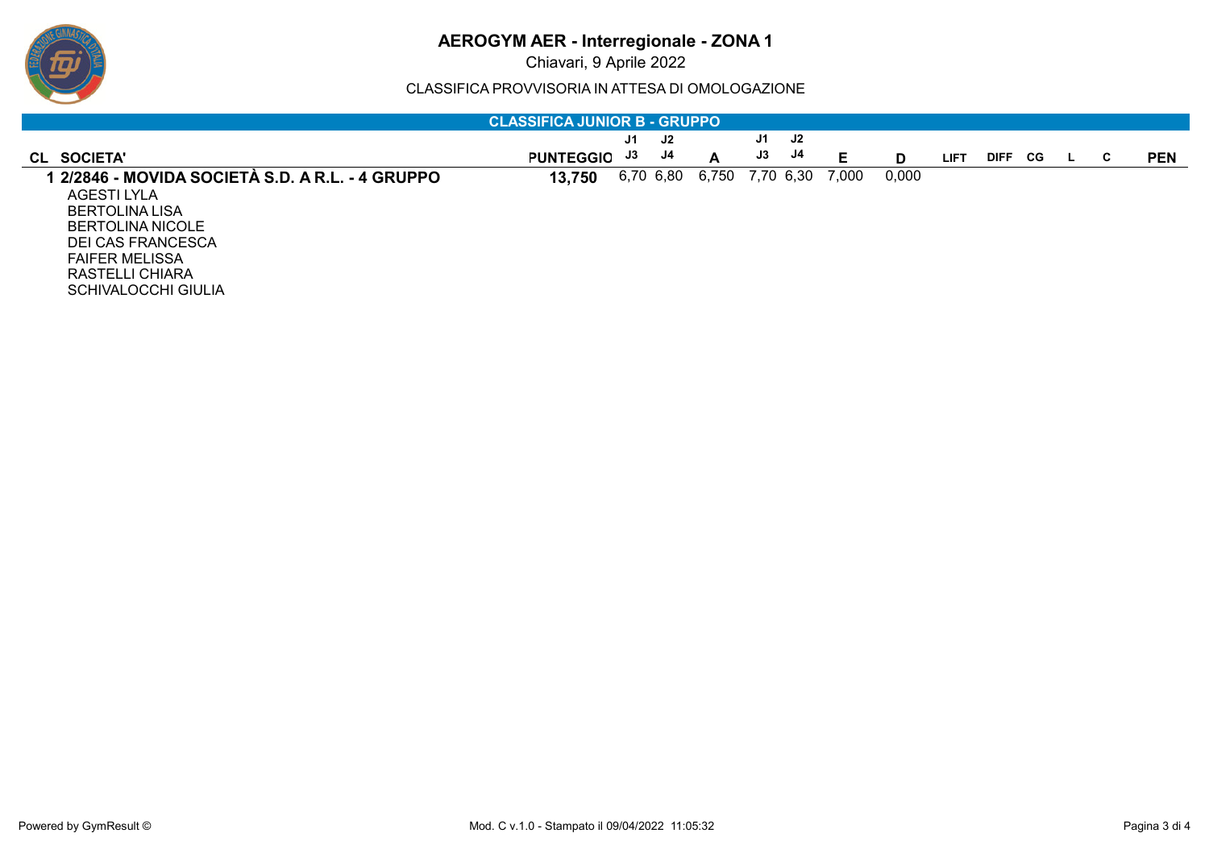# AEROGYM AER - Interregionale - ZONA 1

Chiavari, 9 Aprile 2022

CLASSIFICA PROVVISORIA IN ATTESA DI OMOLOGAZIONE

## CLASSIFICA JUNIOR B - GRUPPO

| CL | SOCIETA' | PUNTEGGIO | J1 J3 | J2 J4 | A | J1 J3 | J2 J4 | E | D | LIFT | DIFF | CG | L | C | PEN |
|---|---|---|---|---|---|---|---|---|---|---|---|---|---|---|---|
| 1 | 2/2846 - MOVIDA SOCIETÀ S.D. A R.L. - 4 GRUPPO | 13,750 | 6,70 | 6,80 | 6,750 | 7,70 | 6,30 | 7,000 | 0,000 | | | | | | |

AGESTI LYLA
BERTOLINA LISA
BERTOLINA NICOLE
DEI CAS FRANCESCA
FAIFER MELISSA
RASTELLI CHIARA
SCHIVALOCCHI GIULIA

Powered by GymResult © Mod. C v.1.0 - Stampato il 09/04/2022 11:05:32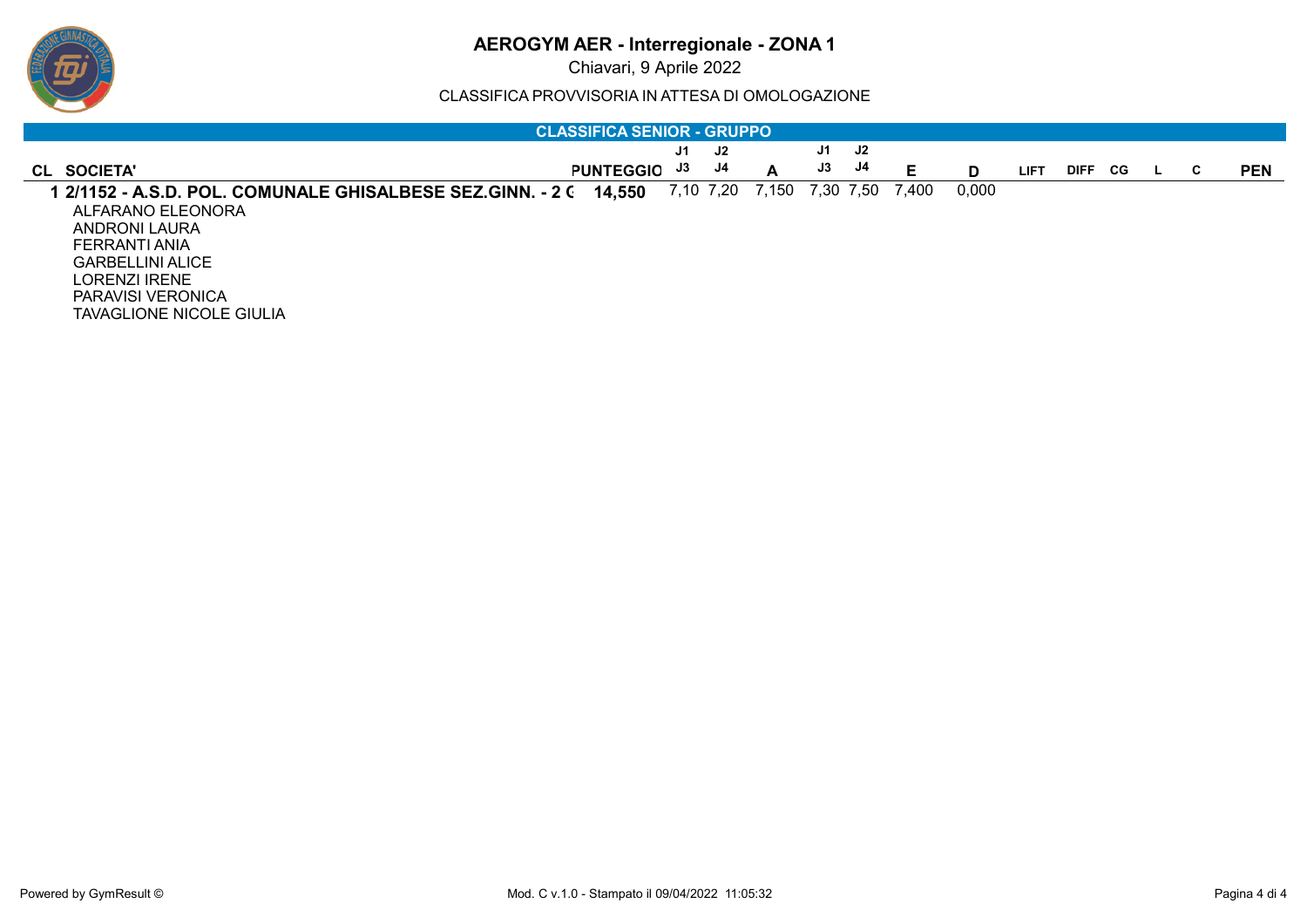# AEROGYM AER - Interregionale - ZONA 1

Chiavari, 9 Aprile 2022

CLASSIFICA PROVVISORIA IN ATTESA DI OMOLOGAZIONE

## CLASSIFICA SENIOR - GRUPPO

| CL | SOCIETA' | PUNTEGGIO | J1 J3 | J2 J4 | A | J1 J3 | J2 J4 | E | D | LIFT | DIFF | CG | L | C | PEN |
|---|---|---|---|---|---|---|---|---|---|---|---|---|---|---|---|
| 1 | 2/1152 - A.S.D. POL. COMUNALE GHISALBESE SEZ.GINN. - 2 ( | 14,550 | 7,10 | 7,20 | 7,150 | 7,30 | 7,50 | 7,400 | 0,000 | | | | | | |

ALFARANO ELEONORA
ANDRONI LAURA
FERRANTI ANIA
GARBELLINI ALICE
LORENZI IRENE
PARAVISI VERONICA
TAVAGLIONE NICOLE GIULIA

Powered by GymResult ©

Mod. C v.1.0 - Stampato il 09/04/2022 11:05:32